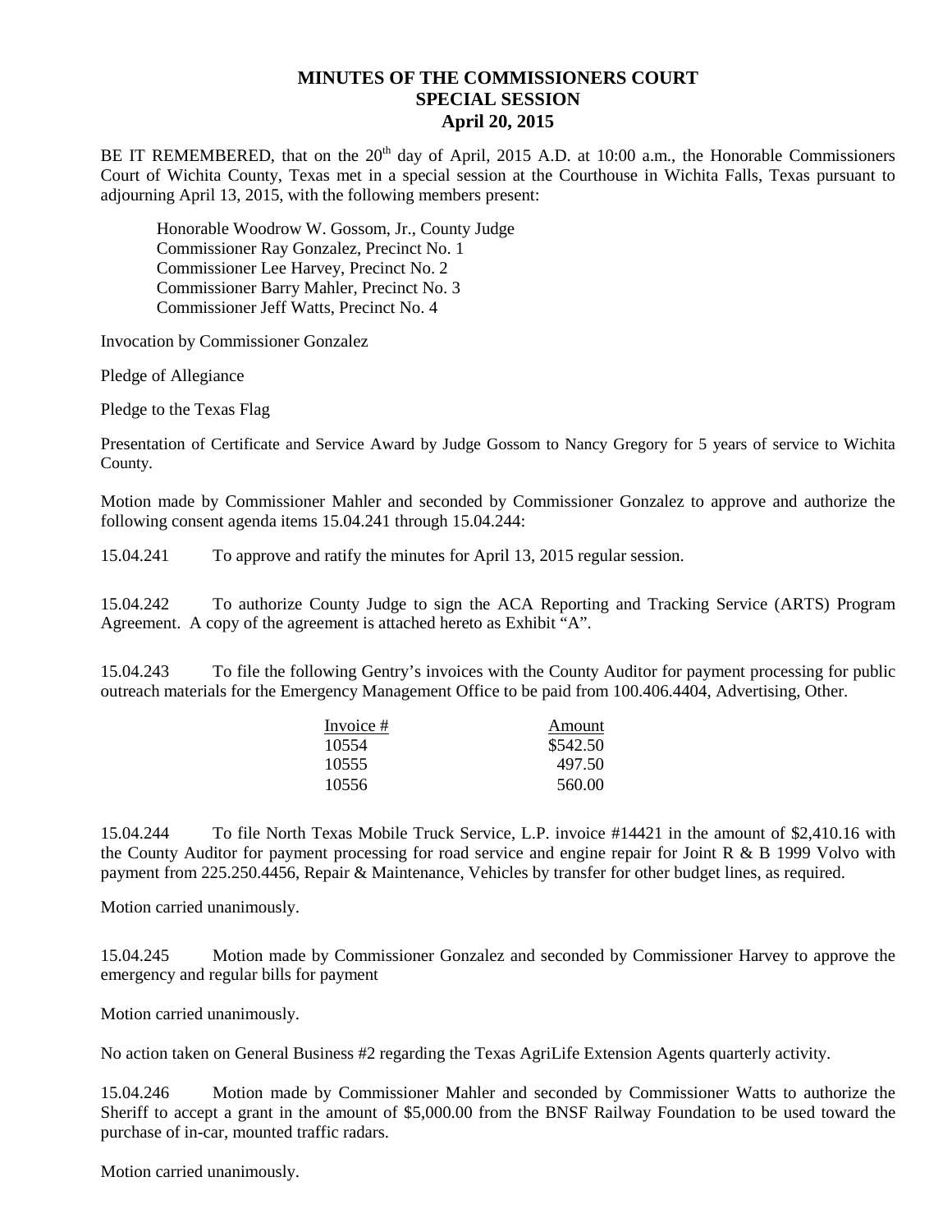# MINUTES OF THE COMMISSIONERS COURT
## SPECIAL SESSION
## April 20, 2015

BE IT REMEMBERED, that on the 20th day of April, 2015 A.D. at 10:00 a.m., the Honorable Commissioners Court of Wichita County, Texas met in a special session at the Courthouse in Wichita Falls, Texas pursuant to adjourning April 13, 2015, with the following members present:

Honorable Woodrow W. Gossom, Jr., County Judge
Commissioner Ray Gonzalez, Precinct No. 1
Commissioner Lee Harvey, Precinct No. 2
Commissioner Barry Mahler, Precinct No. 3
Commissioner Jeff Watts, Precinct No. 4

Invocation by Commissioner Gonzalez

Pledge of Allegiance

Pledge to the Texas Flag

Presentation of Certificate and Service Award by Judge Gossom to Nancy Gregory for 5 years of service to Wichita County.

Motion made by Commissioner Mahler and seconded by Commissioner Gonzalez to approve and authorize the following consent agenda items 15.04.241 through 15.04.244:

15.04.241 To approve and ratify the minutes for April 13, 2015 regular session.

15.04.242 To authorize County Judge to sign the ACA Reporting and Tracking Service (ARTS) Program Agreement. A copy of the agreement is attached hereto as Exhibit "A".

15.04.243 To file the following Gentry's invoices with the County Auditor for payment processing for public outreach materials for the Emergency Management Office to be paid from 100.406.4404, Advertising, Other.

| Invoice # | Amount |
|---|---|
| 10554 | $542.50 |
| 10555 | 497.50 |
| 10556 | 560.00 |

15.04.244 To file North Texas Mobile Truck Service, L.P. invoice #14421 in the amount of $2,410.16 with the County Auditor for payment processing for road service and engine repair for Joint R & B 1999 Volvo with payment from 225.250.4456, Repair & Maintenance, Vehicles by transfer for other budget lines, as required.

Motion carried unanimously.

15.04.245 Motion made by Commissioner Gonzalez and seconded by Commissioner Harvey to approve the emergency and regular bills for payment

Motion carried unanimously.

No action taken on General Business #2 regarding the Texas AgriLife Extension Agents quarterly activity.

15.04.246 Motion made by Commissioner Mahler and seconded by Commissioner Watts to authorize the Sheriff to accept a grant in the amount of $5,000.00 from the BNSF Railway Foundation to be used toward the purchase of in-car, mounted traffic radars.

Motion carried unanimously.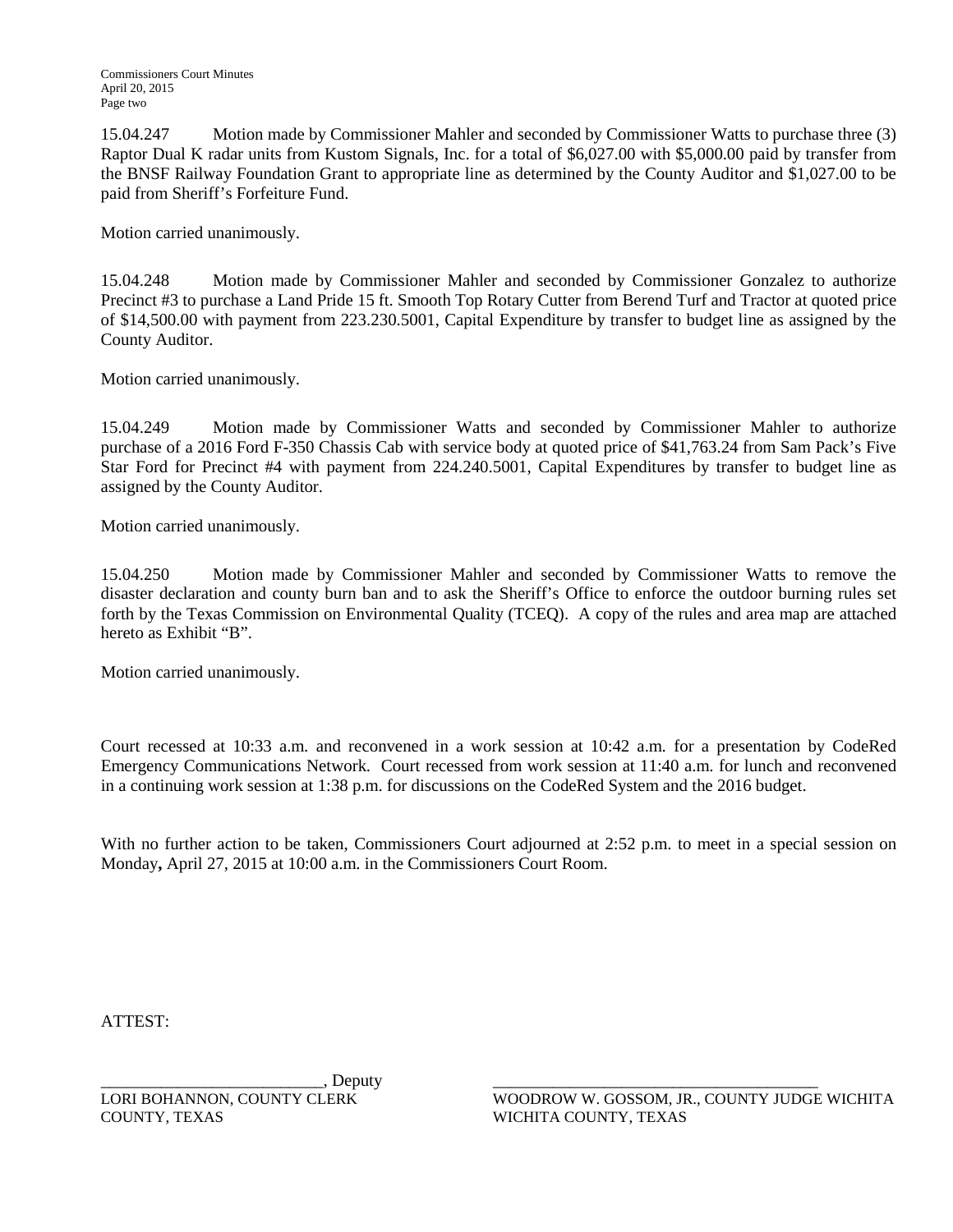15.04.247 Motion made by Commissioner Mahler and seconded by Commissioner Watts to purchase three (3) Raptor Dual K radar units from Kustom Signals, Inc. for a total of $6,027.00 with $5,000.00 paid by transfer from the BNSF Railway Foundation Grant to appropriate line as determined by the County Auditor and $1,027.00 to be paid from Sheriff's Forfeiture Fund.

Motion carried unanimously.

15.04.248 Motion made by Commissioner Mahler and seconded by Commissioner Gonzalez to authorize Precinct #3 to purchase a Land Pride 15 ft. Smooth Top Rotary Cutter from Berend Turf and Tractor at quoted price of $14,500.00 with payment from 223.230.5001, Capital Expenditure by transfer to budget line as assigned by the County Auditor.

Motion carried unanimously.

15.04.249 Motion made by Commissioner Watts and seconded by Commissioner Mahler to authorize purchase of a 2016 Ford F-350 Chassis Cab with service body at quoted price of $41,763.24 from Sam Pack's Five Star Ford for Precinct #4 with payment from 224.240.5001, Capital Expenditures by transfer to budget line as assigned by the County Auditor.

Motion carried unanimously.

15.04.250 Motion made by Commissioner Mahler and seconded by Commissioner Watts to remove the disaster declaration and county burn ban and to ask the Sheriff's Office to enforce the outdoor burning rules set forth by the Texas Commission on Environmental Quality (TCEQ). A copy of the rules and area map are attached hereto as Exhibit "B".

Motion carried unanimously.

Court recessed at 10:33 a.m. and reconvened in a work session at 10:42 a.m. for a presentation by CodeRed Emergency Communications Network. Court recessed from work session at 11:40 a.m. for lunch and reconvened in a continuing work session at 1:38 p.m. for discussions on the CodeRed System and the 2016 budget.

With no further action to be taken, Commissioners Court adjourned at 2:52 p.m. to meet in a special session on Monday**,** April 27, 2015 at 10:00 a.m. in the Commissioners Court Room.

ATTEST:

___________________________, Deputy
LORI BOHANNON, COUNTY CLERK
COUNTY, TEXAS

________________________________________
WOODROW W. GOSSOM, JR., COUNTY JUDGE WICHITA
WICHITA COUNTY, TEXAS